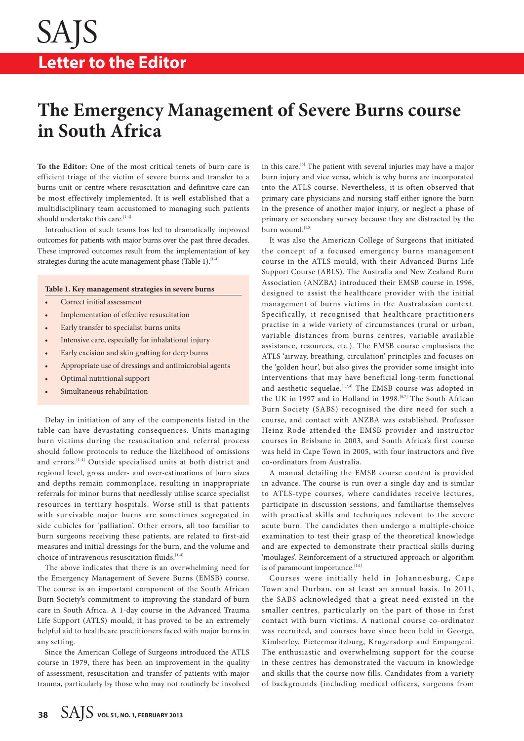# SAJS

## Letter to the Editor

# The Emergency Management of Severe Burns course in South Africa

**To the Editor:** One of the most critical tenets of burn care is efficient triage of the victim of severe burns and transfer to a burns unit or centre where resuscitation and definitive care can be most effectively implemented. It is well established that a multidisciplinary team accustomed to managing such patients should undertake this care.[1-4]

Introduction of such teams has led to dramatically improved outcomes for patients with major burns over the past three decades. These improved outcomes result from the implementation of key strategies during the acute management phase (Table 1).[1-4]

**Table 1. Key management strategies in severe burns**

- Correct initial assessment
- Implementation of effective resuscitation
- Early transfer to specialist burns units
- Intensive care, especially for inhalational injury
- Early excision and skin grafting for deep burns
- Appropriate use of dressings and antimicrobial agents
- Optimal nutritional support
- Simultaneous rehabilitation

Delay in initiation of any of the components listed in the table can have devastating consequences. Units managing burn victims during the resuscitation and referral process should follow protocols to reduce the likelihood of omissions and errors.[1-4] Outside specialised units at both district and regional level, gross under- and over-estimations of burn sizes and depths remain commonplace, resulting in inappropriate referrals for minor burns that needlessly utilise scarce specialist resources in tertiary hospitals. Worse still is that patients with survivable major burns are sometimes segregated in side cubicles for 'palliation'. Other errors, all too familiar to burn surgeons receiving these patients, are related to first-aid measures and initial dressings for the burn, and the volume and choice of intravenous resuscitation fluids.[1-4]

The above indicates that there is an overwhelming need for the Emergency Management of Severe Burns (EMSB) course. The course is an important component of the South African Burn Society's commitment to improving the standard of burn care in South Africa. A 1-day course in the Advanced Trauma Life Support (ATLS) mould, it has proved to be an extremely helpful aid to healthcare practitioners faced with major burns in any setting.

Since the American College of Surgeons introduced the ATLS course in 1979, there has been an improvement in the quality of assessment, resuscitation and transfer of patients with major trauma, particularly by those who may not routinely be involved in this care.[5] The patient with several injuries may have a major burn injury and vice versa, which is why burns are incorporated into the ATLS course. Nevertheless, it is often observed that primary care physicians and nursing staff either ignore the burn in the presence of another major injury, or neglect a phase of primary or secondary survey because they are distracted by the burn wound.[1,5]

It was also the American College of Surgeons that initiated the concept of a focused emergency burns management course in the ATLS mould, with their Advanced Burns Life Support Course (ABLS). The Australia and New Zealand Burn Association (ANZBA) introduced their EMSB course in 1996, designed to assist the healthcare provider with the initial management of burns victims in the Australasian context. Specifically, it recognised that healthcare practitioners practise in a wide variety of circumstances (rural or urban, variable distances from burns centres, variable available assistance, resources, etc.). The EMSB course emphasises the ATLS 'airway, breathing, circulation' principles and focuses on the 'golden hour', but also gives the provider some insight into interventions that may have beneficial long-term functional and aesthetic sequelae.[1,2,4] The EMSB course was adopted in the UK in 1997 and in Holland in 1998.[6,7] The South African Burn Society (SABS) recognised the dire need for such a course, and contact with ANZBA was established. Professor Heinz Rode attended the EMSB provider and instructor courses in Brisbane in 2003, and South Africa's first course was held in Cape Town in 2005, with four instructors and five co-ordinators from Australia.

A manual detailing the EMSB course content is provided in advance. The course is run over a single day and is similar to ATLS-type courses, where candidates receive lectures, participate in discussion sessions, and familiarise themselves with practical skills and techniques relevant to the severe acute burn. The candidates then undergo a multiple-choice examination to test their grasp of the theoretical knowledge and are expected to demonstrate their practical skills during 'moulages'. Reinforcement of a structured approach or algorithm is of paramount importance.[1,6]

Courses were initially held in Johannesburg, Cape Town and Durban, on at least an annual basis. In 2011, the SABS acknowledged that a great need existed in the smaller centres, particularly on the part of those in first contact with burn victims. A national course co-ordinator was recruited, and courses have since been held in George, Kimberley, Pietermaritzburg, Krugersdorp and Empangeni. The enthusiastic and overwhelming support for the course in these centres has demonstrated the vacuum in knowledge and skills that the course now fills. Candidates from a variety of backgrounds (including medical officers, surgeons from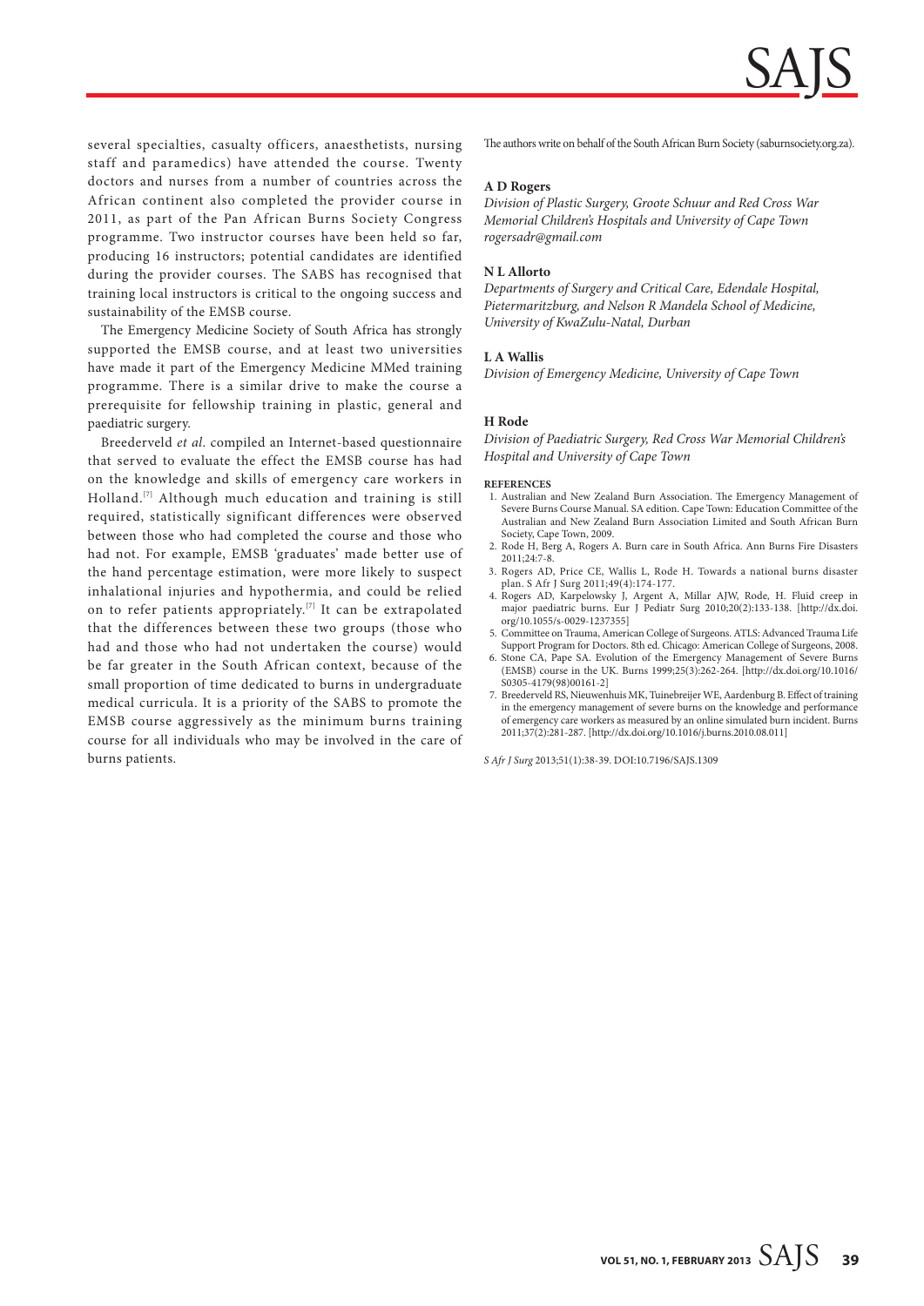several specialties, casualty officers, anaesthetists, nursing staff and paramedics) have attended the course. Twenty doctors and nurses from a number of countries across the African continent also completed the provider course in 2011, as part of the Pan African Burns Society Congress programme. Two instructor courses have been held so far, producing 16 instructors; potential candidates are identified during the provider courses. The SABS has recognised that training local instructors is critical to the ongoing success and sustainability of the EMSB course.

The Emergency Medicine Society of South Africa has strongly supported the EMSB course, and at least two universities have made it part of the Emergency Medicine MMed training programme. There is a similar drive to make the course a prerequisite for fellowship training in plastic, general and paediatric surgery.

Breederveld *et al*. compiled an Internet-based questionnaire that served to evaluate the effect the EMSB course has had on the knowledge and skills of emergency care workers in Holland.[7] Although much education and training is still required, statistically significant differences were observed between those who had completed the course and those who had not. For example, EMSB 'graduates' made better use of the hand percentage estimation, were more likely to suspect inhalational injuries and hypothermia, and could be relied on to refer patients appropriately.[7] It can be extrapolated that the differences between these two groups (those who had and those who had not undertaken the course) would be far greater in the South African context, because of the small proportion of time dedicated to burns in undergraduate medical curricula. It is a priority of the SABS to promote the EMSB course aggressively as the minimum burns training course for all individuals who may be involved in the care of burns patients.

The authors write on behalf of the South African Burn Society (saburnsociety.org.za).

**A D Rogers**
*Division of Plastic Surgery, Groote Schuur and Red Cross War Memorial Children's Hospitals and University of Cape Town*
*rogersadr@gmail.com*

**N L Allorto**
*Departments of Surgery and Critical Care, Edendale Hospital, Pietermaritzburg, and Nelson R Mandela School of Medicine, University of KwaZulu-Natal, Durban*

**L A Wallis**
*Division of Emergency Medicine, University of Cape Town*

**H Rode**
*Division of Paediatric Surgery, Red Cross War Memorial Children's Hospital and University of Cape Town*

**REFERENCES**

1. Australian and New Zealand Burn Association. The Emergency Management of Severe Burns Course Manual. SA edition. Cape Town: Education Committee of the Australian and New Zealand Burn Association Limited and South African Burn Society, Cape Town, 2009.
2. Rode H, Berg A, Rogers A. Burn care in South Africa. Ann Burns Fire Disasters 2011;24:7-8.
3. Rogers AD, Price CE, Wallis L, Rode H. Towards a national burns disaster plan. S Afr J Surg 2011;49(4):174-177.
4. Rogers AD, Karpelowsky J, Argent A, Millar AJW, Rode, H. Fluid creep in major paediatric burns. Eur J Pediatr Surg 2010;20(2):133-138. [http://dx.doi.org/10.1055/s-0029-1237355]
5. Committee on Trauma, American College of Surgeons. ATLS: Advanced Trauma Life Support Program for Doctors. 8th ed. Chicago: American College of Surgeons, 2008.
6. Stone CA, Pape SA. Evolution of the Emergency Management of Severe Burns (EMSB) course in the UK. Burns 1999;25(3):262-264. [http://dx.doi.org/10.1016/S0305-4179(98)00161-2]
7. Breederveld RS, Nieuwenhuis MK, Tuinebreijer WE, Aardenburg B. Effect of training in the emergency management of severe burns on the knowledge and performance of emergency care workers as measured by an online simulated burn incident. Burns 2011;37(2):281-287. [http://dx.doi.org/10.1016/j.burns.2010.08.011]

*S Afr J Surg* 2013;51(1):38-39. DOI:10.7196/SAJS.1309